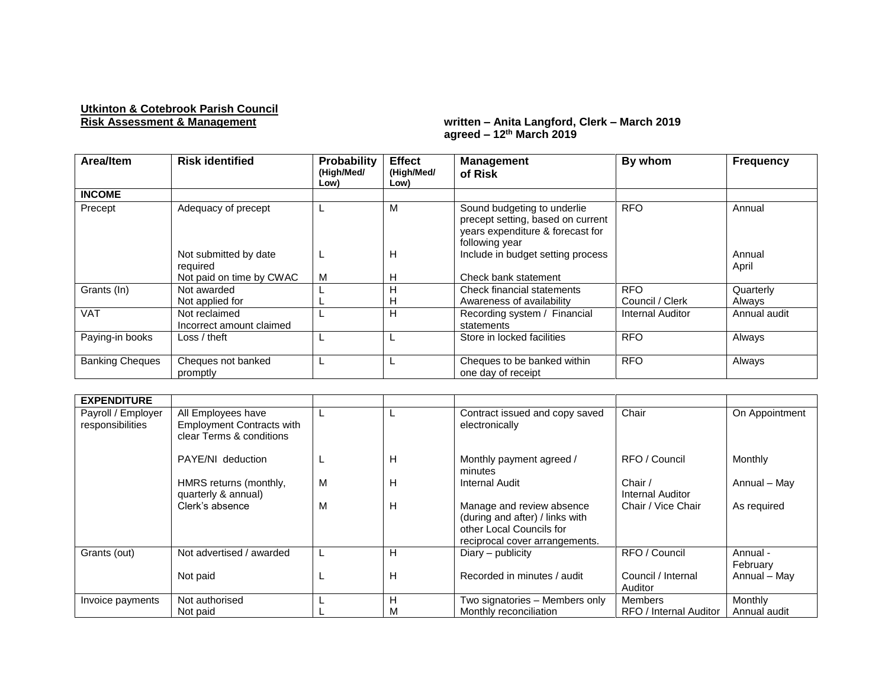**Utkinton & Cotebrook Parish Council**
**Risk Assessment & Management**

**written – Anita Langford, Clerk – March 2019**
**agreed – 12th March 2019**

| Area/Item | Risk identified | Probability (High/Med/Low) | Effect (High/Med/Low) | Management of Risk | By whom | Frequency |
|---|---|---|---|---|---|---|
| **INCOME** | | | | | | |
| Precept | Adequacy of precept | L | M | Sound budgeting to underlie precept setting, based on current years expenditure & forecast for following year | RFO | Annual |
| | Not submitted by date required | L | H | Include in budget setting process | | Annual |
| | Not paid on time by CWAC | M | H | Check bank statement | | April |
| Grants (In) | Not awarded | L | H | Check financial statements | RFO | Quarterly |
| | Not applied for | L | H | Awareness of availability | Council / Clerk | Always |
| VAT | Not reclaimed<br>Incorrect amount claimed | L | H | Recording system / Financial statements | Internal Auditor | Annual audit |
| Paying-in books | Loss / theft | L | L | Store in locked facilities | RFO | Always |
| Banking Cheques | Cheques not banked promptly | L | L | Cheques to be banked within one day of receipt | RFO | Always |

| Area/Item | Risk identified | Probability (High/Med/Low) | Effect (High/Med/Low) | Management of Risk | By whom | Frequency |
|---|---|---|---|---|---|---|
| **EXPENDITURE** | | | | | | |
| Payroll / Employer responsibilities | All Employees have Employment Contracts with clear Terms & conditions | L | L | Contract issued and copy saved electronically | Chair | On Appointment |
| | PAYE/NI deduction | L | H | Monthly payment agreed / minutes | RFO / Council | Monthly |
| | HMRS returns (monthly, quarterly & annual) | M | H | Internal Audit | Chair / Internal Auditor | Annual – May |
| | Clerk's absence | M | H | Manage and review absence (during and after) / links with other Local Councils for reciprocal cover arrangements. | Chair / Vice Chair | As required |
| Grants (out) | Not advertised / awarded | L | H | Diary – publicity | RFO / Council | Annual - February |
| | Not paid | L | H | Recorded in minutes / audit | Council / Internal Auditor | Annual – May |
| Invoice payments | Not authorised | L | H | Two signatories – Members only | Members | Monthly |
| | Not paid | L | M | Monthly reconciliation | RFO / Internal Auditor | Annual audit |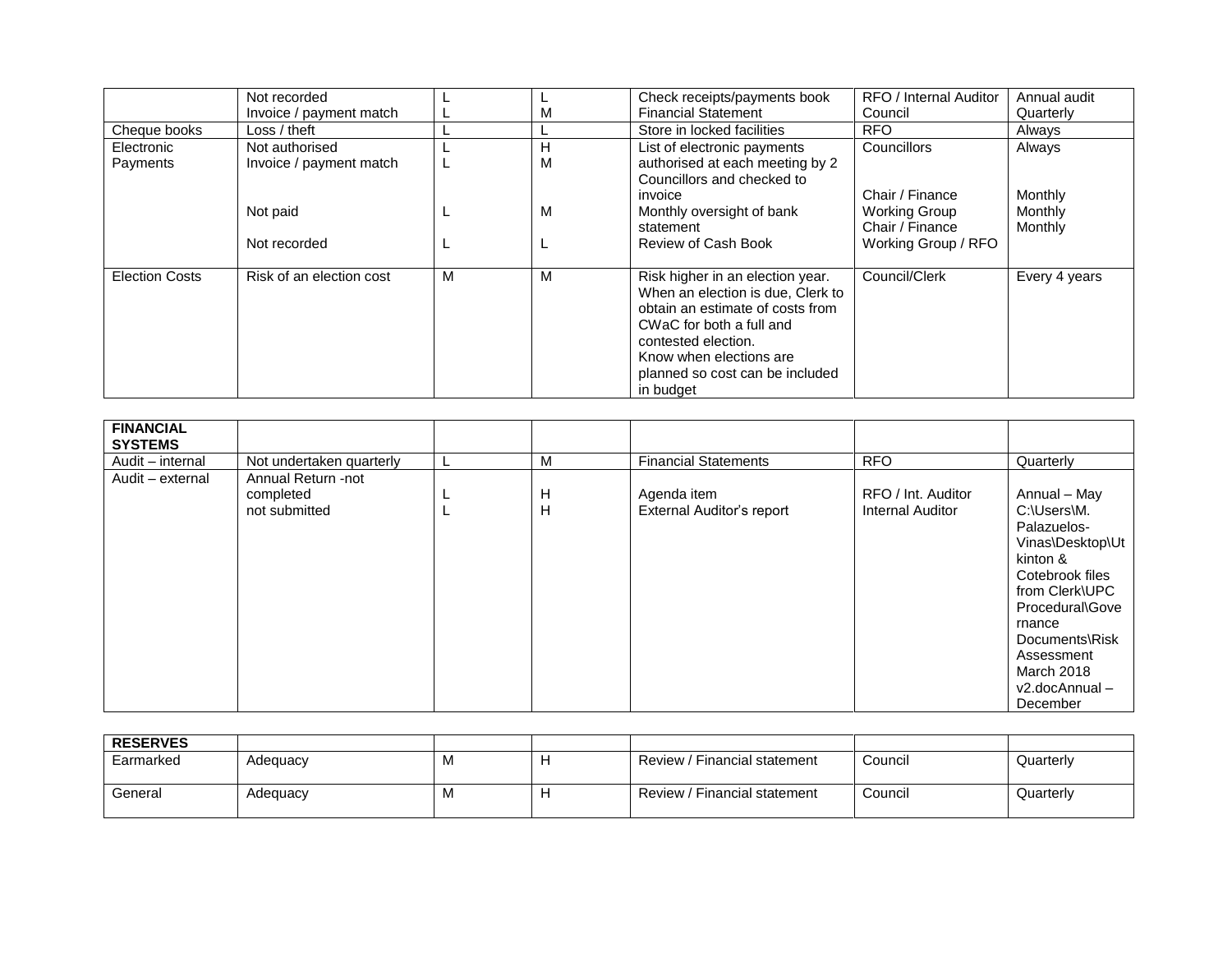| | | | | | | |
|---|---|---|---|---|---|---|
| | Not recorded<br>Invoice / payment match | L<br>L | L<br>M | Check receipts/payments book<br>Financial Statement | RFO / Internal Auditor<br>Council | Annual audit<br>Quarterly |
| Cheque books | Loss / theft | L | L | Store in locked facilities | RFO | Always |
| Electronic Payments | Not authorised<br>Invoice / payment match<br><br>Not paid<br><br>Not recorded | L<br>L<br><br>L<br><br>L | H<br>M<br><br>M<br><br>L | List of electronic payments authorised at each meeting by 2 Councillors and checked to invoice<br>Monthly oversight of bank statement<br>Review of Cash Book | Councillors<br><br>Chair / Finance Working Group<br>Chair / Finance Working Group / RFO | Always<br><br>Monthly<br>Monthly<br>Monthly |
| Election Costs | Risk of an election cost | M | M | Risk higher in an election year. When an election is due, Clerk to obtain an estimate of costs from CWaC for both a full and contested election.<br>Know when elections are planned so cost can be included in budget | Council/Clerk | Every 4 years |

| | | | | | | |
|---|---|---|---|---|---|---|
| **FINANCIAL SYSTEMS** | | | | | | |
| Audit – internal | Not undertaken quarterly | L | M | Financial Statements | RFO | Quarterly |
| Audit – external | Annual Return -not completed<br>not submitted | L<br>L | H<br>H | Agenda item<br>External Auditor's report | RFO / Int. Auditor<br>Internal Auditor | Annual – May C:\Users\M. Palazuelos-Vinas\Desktop\Utkinton & Cotebrook files from Clerk\UPC Procedural\Governance Documents\Risk Assessment March 2018 v2.docAnnual – December |

| | | | | | | |
|---|---|---|---|---|---|---|
| **RESERVES** | | | | | | |
| Earmarked | Adequacy | M | H | Review / Financial statement | Council | Quarterly |
| General | Adequacy | M | H | Review / Financial statement | Council | Quarterly |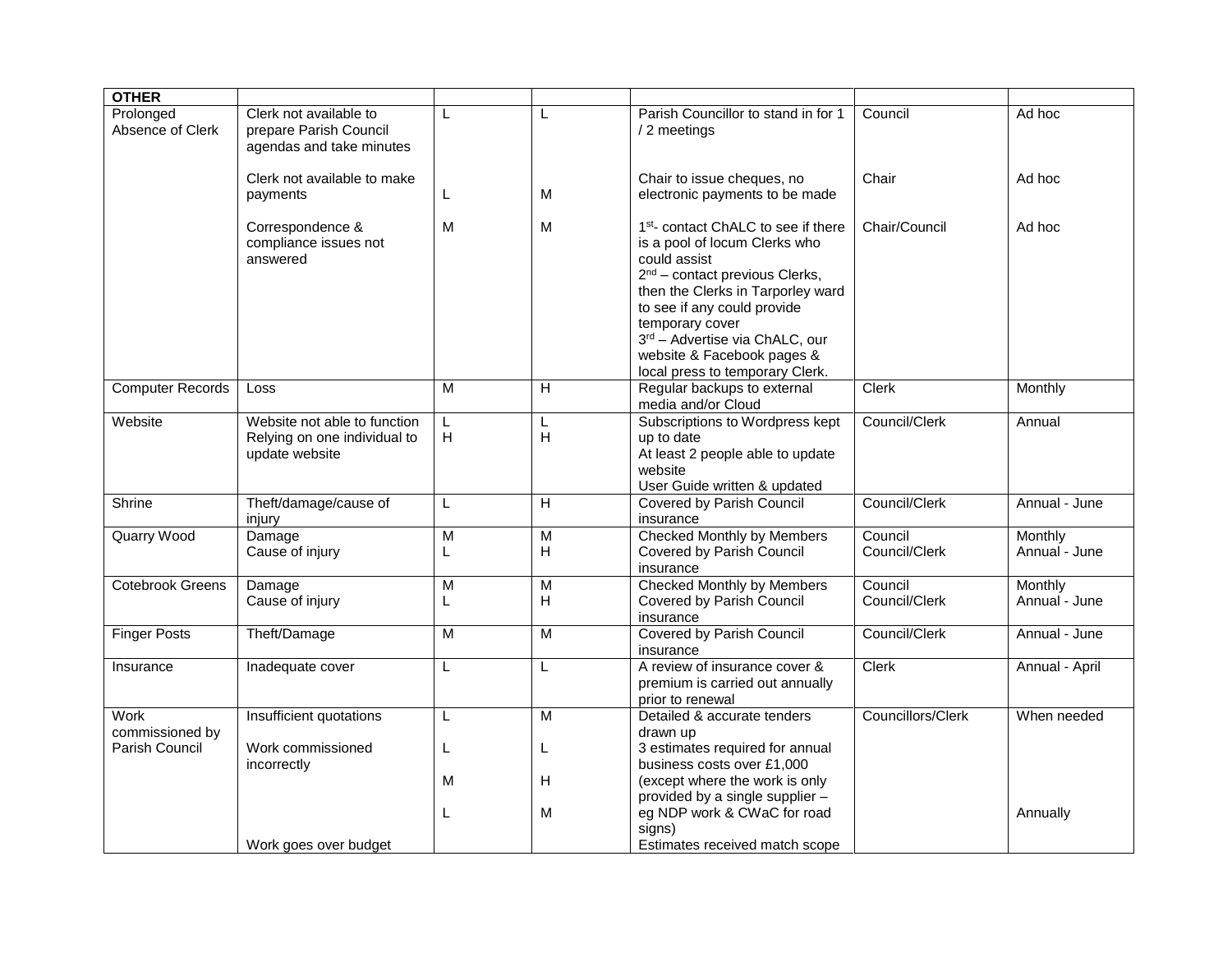| OTHER | | | | | | |
|---|---|---|---|---|---|---|
| Prolonged Absence of Clerk | Clerk not available to prepare Parish Council agendas and take minutes<br><br>Clerk not available to make payments<br><br>Correspondence & compliance issues not answered | L<br><br>L<br><br>M | L<br><br>M<br><br>M | Parish Councillor to stand in for 1 / 2 meetings<br><br>Chair to issue cheques, no electronic payments to be made<br><br>1st- contact ChALC to see if there is a pool of locum Clerks who could assist<br>2nd – contact previous Clerks, then the Clerks in Tarporley ward to see if any could provide temporary cover<br>3rd – Advertise via ChALC, our website & Facebook pages & local press to temporary Clerk. | Council<br><br>Chair<br><br>Chair/Council | Ad hoc<br><br>Ad hoc<br><br>Ad hoc |
| Computer Records | Loss | M | H | Regular backups to external media and/or Cloud | Clerk | Monthly |
| Website | Website not able to function<br>Relying on one individual to update website | L<br>H | L<br>H | Subscriptions to Wordpress kept up to date<br>At least 2 people able to update website<br>User Guide written & updated | Council/Clerk | Annual |
| Shrine | Theft/damage/cause of injury | L | H | Covered by Parish Council insurance | Council/Clerk | Annual - June |
| Quarry Wood | Damage<br>Cause of injury | M<br>L | M<br>H | Checked Monthly by Members<br>Covered by Parish Council insurance | Council<br>Council/Clerk | Monthly<br>Annual - June |
| Cotebrook Greens | Damage<br>Cause of injury | M<br>L | M<br>H | Checked Monthly by Members<br>Covered by Parish Council insurance | Council<br>Council/Clerk | Monthly<br>Annual - June |
| Finger Posts | Theft/Damage | M | M | Covered by Parish Council insurance | Council/Clerk | Annual - June |
| Insurance | Inadequate cover | L | L | A review of insurance cover & premium is carried out annually prior to renewal | Clerk | Annual - April |
| Work commissioned by Parish Council | Insufficient quotations<br><br>Work commissioned incorrectly<br><br>Work goes over budget | L<br><br>L<br>M<br>L | M<br><br>L<br>H<br>M | Detailed & accurate tenders drawn up<br>3 estimates required for annual business costs over £1,000 (except where the work is only provided by a single supplier – eg NDP work & CWaC for road signs)<br>Estimates received match scope | Councillors/Clerk | When needed<br><br><br><br>Annually |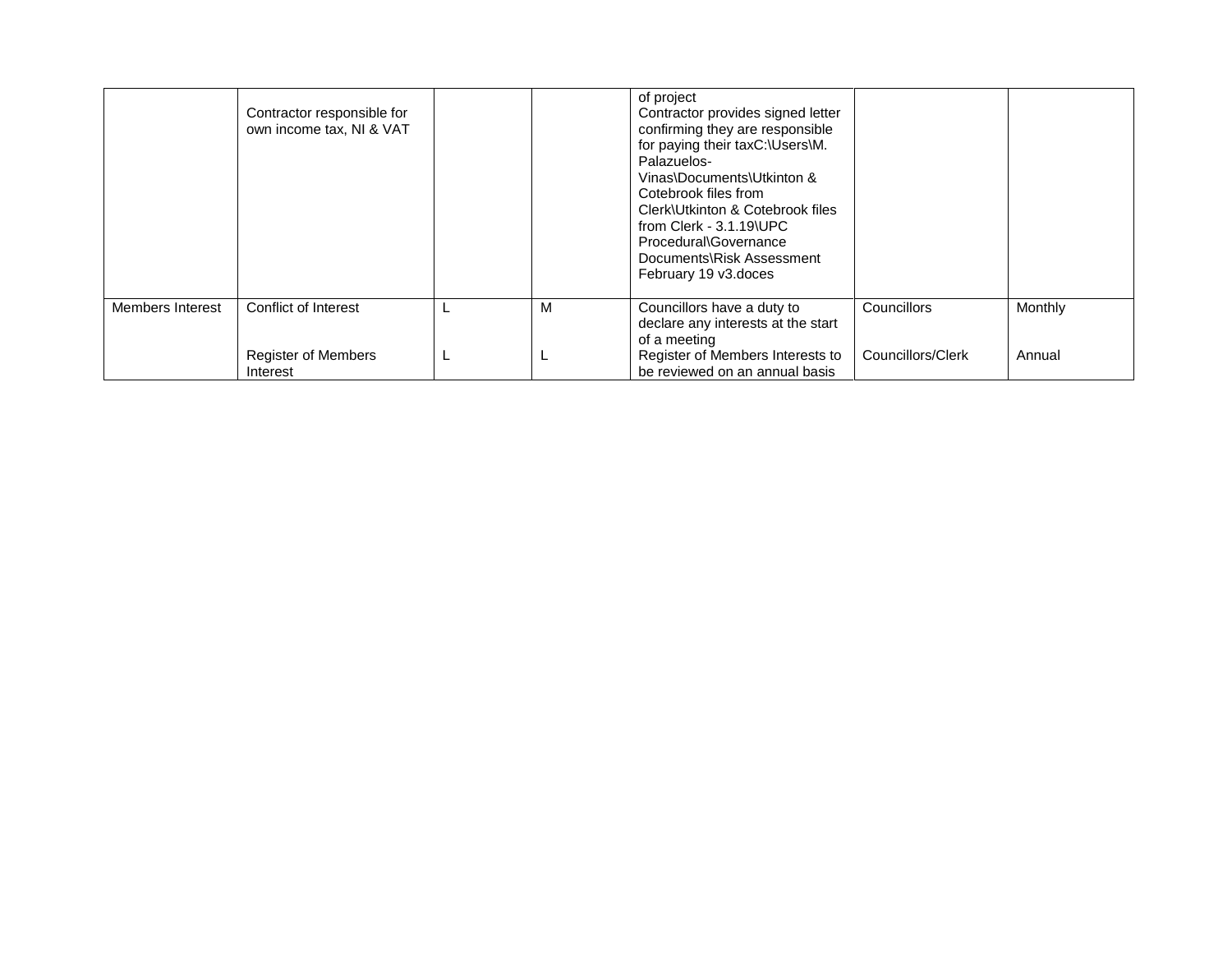| | | | | | | |
|---|---|---|---|---|---|---|
| | Contractor responsible for own income tax, NI & VAT | | | of project<br>Contractor provides signed letter confirming they are responsible for paying their taxC:\Users\M. Palazuelos-Vinas\Documents\Utkinton & Cotebrook files from Clerk\Utkinton & Cotebrook files from Clerk - 3.1.19\UPC Procedural\Governance Documents\Risk Assessment February 19 v3.doces | | |
| Members Interest | Conflict of Interest<br><br>Register of Members Interest | L<br><br>L | M<br><br>L | Councillors have a duty to declare any interests at the start of a meeting<br>Register of Members Interests to be reviewed on an annual basis | Councillors<br><br>Councillors/Clerk | Monthly<br><br>Annual |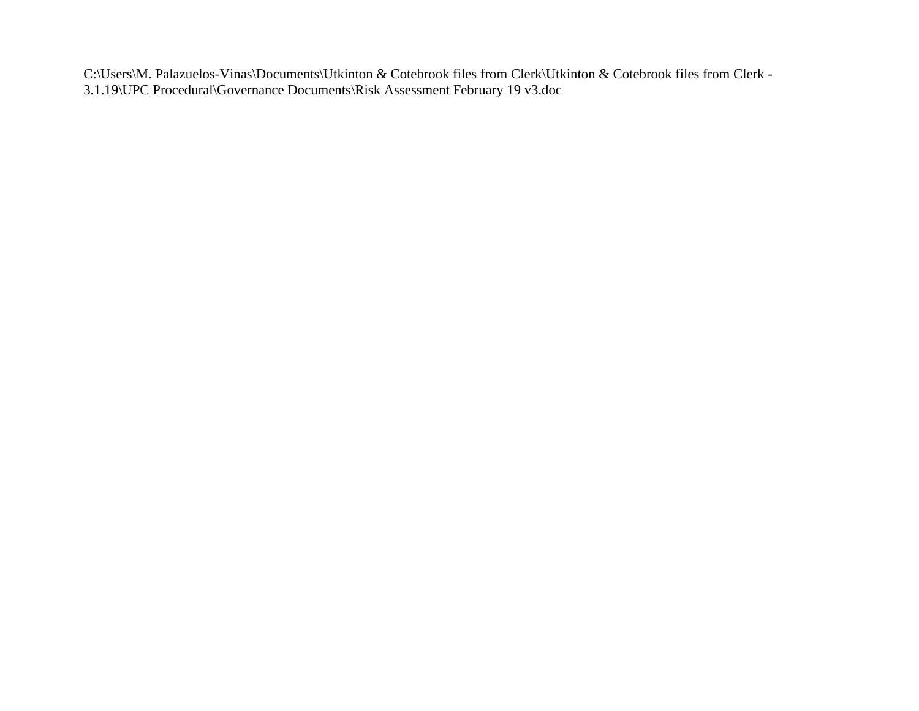C:\Users\M. Palazuelos-Vinas\Documents\Utkinton & Cotebrook files from Clerk\Utkinton & Cotebrook files from Clerk - 3.1.19\UPC Procedural\Governance Documents\Risk Assessment February 19 v3.doc